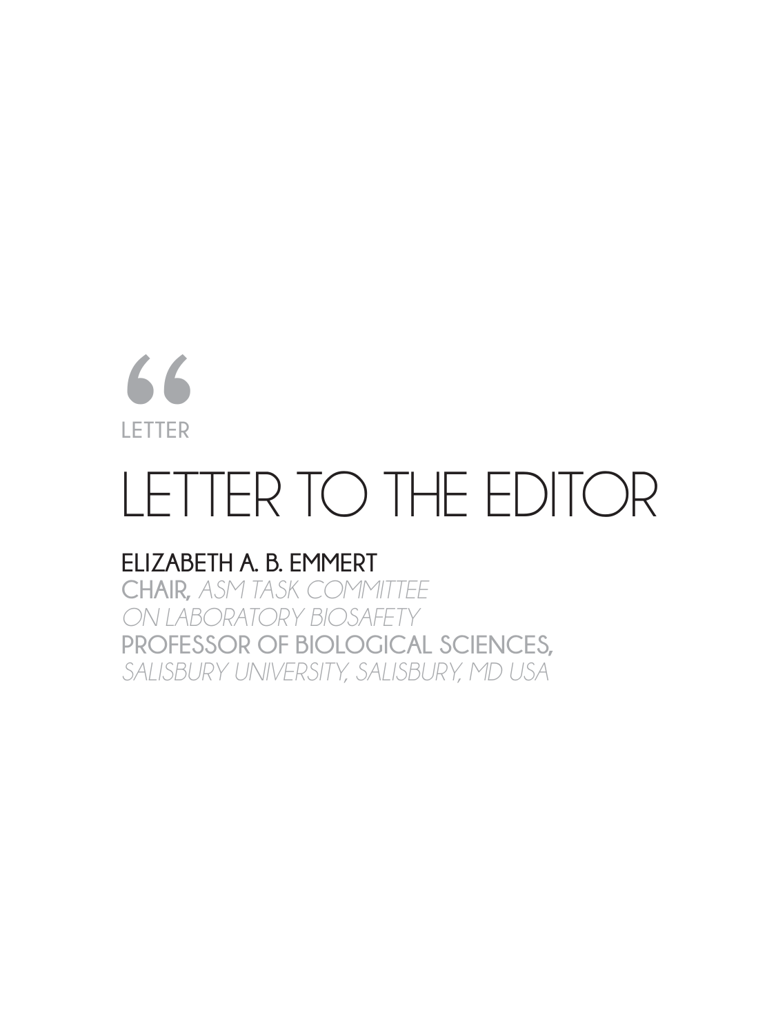LETTER

# LETTER TO THE EDITOR

**ELIZABETH A. B. EMMERT**

**CHAIR,** *ASM TASK COMMITTEE ON LABORATORY BIOSAFETY*

**PROFESSOR OF BIOLOGICAL SCIENCES,** *SALISBURY UNIVERSITY, SALISBURY, MD USA*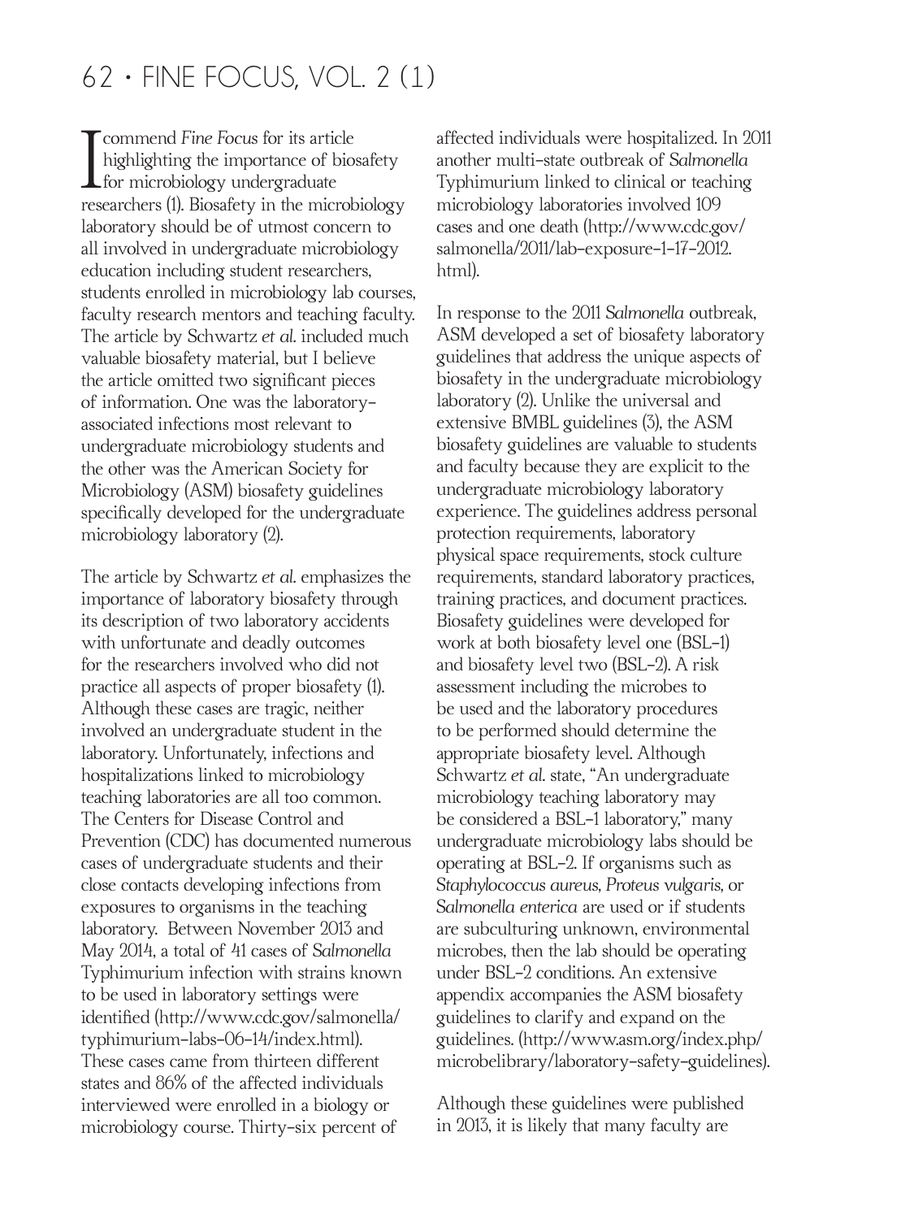I commend *Fine Focus* for its article highlighting the importance of biosafety for microbiology undergraduate researchers (1). Biosafety in the microbiology laboratory should be of utmost concern to all involved in undergraduate microbiology education including student researchers, students enrolled in microbiology lab courses, faculty research mentors and teaching faculty. The article by Schwartz *et al.* included much valuable biosafety material, but I believe the article omitted two significant pieces of information. One was the laboratory-associated infections most relevant to undergraduate microbiology students and the other was the American Society for Microbiology (ASM) biosafety guidelines specifically developed for the undergraduate microbiology laboratory (2).

The article by Schwartz *et al.* emphasizes the importance of laboratory biosafety through its description of two laboratory accidents with unfortunate and deadly outcomes for the researchers involved who did not practice all aspects of proper biosafety (1). Although these cases are tragic, neither involved an undergraduate student in the laboratory. Unfortunately, infections and hospitalizations linked to microbiology teaching laboratories are all too common. The Centers for Disease Control and Prevention (CDC) has documented numerous cases of undergraduate students and their close contacts developing infections from exposures to organisms in the teaching laboratory. Between November 2013 and May 2014, a total of 41 cases of *Salmonella* Typhimurium infection with strains known to be used in laboratory settings were identified (http://www.cdc.gov/salmonella/typhimurium-labs-06-14/index.html). These cases came from thirteen different states and 86% of the affected individuals interviewed were enrolled in a biology or microbiology course. Thirty-six percent of affected individuals were hospitalized. In 2011 another multi-state outbreak of *Salmonella* Typhimurium linked to clinical or teaching microbiology laboratories involved 109 cases and one death (http://www.cdc.gov/salmonella/2011/lab-exposure-1-17-2012.html).

In response to the 2011 *Salmonella* outbreak, ASM developed a set of biosafety laboratory guidelines that address the unique aspects of biosafety in the undergraduate microbiology laboratory (2). Unlike the universal and extensive BMBL guidelines (3), the ASM biosafety guidelines are valuable to students and faculty because they are explicit to the undergraduate microbiology laboratory experience. The guidelines address personal protection requirements, laboratory physical space requirements, stock culture requirements, standard laboratory practices, training practices, and document practices. Biosafety guidelines were developed for work at both biosafety level one (BSL-1) and biosafety level two (BSL-2). A risk assessment including the microbes to be used and the laboratory procedures to be performed should determine the appropriate biosafety level. Although Schwartz *et al.* state, "An undergraduate microbiology teaching laboratory may be considered a BSL-1 laboratory," many undergraduate microbiology labs should be operating at BSL-2. If organisms such as *Staphylococcus aureus*, *Proteus vulgaris*, or *Salmonella enterica* are used or if students are subculturing unknown, environmental microbes, then the lab should be operating under BSL-2 conditions. An extensive appendix accompanies the ASM biosafety guidelines to clarify and expand on the guidelines. (http://www.asm.org/index.php/microbelibrary/laboratory-safety-guidelines).

Although these guidelines were published in 2013, it is likely that many faculty are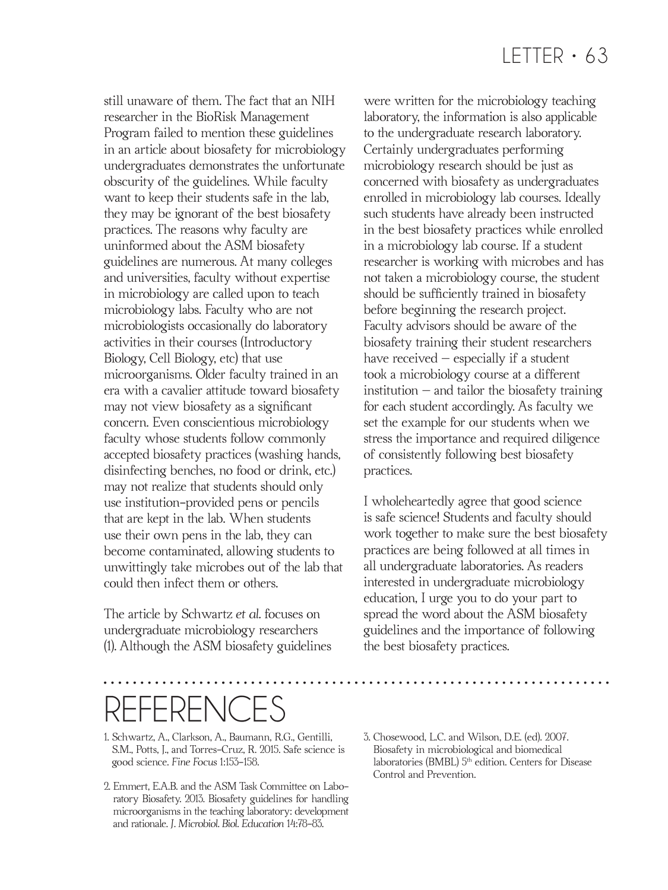still unaware of them. The fact that an NIH researcher in the BioRisk Management Program failed to mention these guidelines in an article about biosafety for microbiology undergraduates demonstrates the unfortunate obscurity of the guidelines. While faculty want to keep their students safe in the lab, they may be ignorant of the best biosafety practices. The reasons why faculty are uninformed about the ASM biosafety guidelines are numerous. At many colleges and universities, faculty without expertise in microbiology are called upon to teach microbiology labs. Faculty who are not microbiologists occasionally do laboratory activities in their courses (Introductory Biology, Cell Biology, etc) that use microorganisms. Older faculty trained in an era with a cavalier attitude toward biosafety may not view biosafety as a significant concern. Even conscientious microbiology faculty whose students follow commonly accepted biosafety practices (washing hands, disinfecting benches, no food or drink, etc.) may not realize that students should only use institution-provided pens or pencils that are kept in the lab. When students use their own pens in the lab, they can become contaminated, allowing students to unwittingly take microbes out of the lab that could then infect them or others.

The article by Schwartz *et al.* focuses on undergraduate microbiology researchers (1). Although the ASM biosafety guidelines were written for the microbiology teaching laboratory, the information is also applicable to the undergraduate research laboratory. Certainly undergraduates performing microbiology research should be just as concerned with biosafety as undergraduates enrolled in microbiology lab courses. Ideally such students have already been instructed in the best biosafety practices while enrolled in a microbiology lab course. If a student researcher is working with microbes and has not taken a microbiology course, the student should be sufficiently trained in biosafety before beginning the research project. Faculty advisors should be aware of the biosafety training their student researchers have received – especially if a student took a microbiology course at a different institution – and tailor the biosafety training for each student accordingly. As faculty we set the example for our students when we stress the importance and required diligence of consistently following best biosafety practices.

I wholeheartedly agree that good science is safe science! Students and faculty should work together to make sure the best biosafety practices are being followed at all times in all undergraduate laboratories. As readers interested in undergraduate microbiology education, I urge you to do your part to spread the word about the ASM biosafety guidelines and the importance of following the best biosafety practices.

# REFERENCES

1. Schwartz, A., Clarkson, A., Baumann, R.G., Gentilli, S.M., Potts, J., and Torres-Cruz, R. 2015. Safe science is good science. *Fine Focus* 1:153-158.
2. Emmert, E.A.B. and the ASM Task Committee on Laboratory Biosafety. 2013. Biosafety guidelines for handling microorganisms in the teaching laboratory: development and rationale. *J. Microbiol. Biol. Education* 14:78-83.
3. Chosewood, L.C. and Wilson, D.E. (ed). 2007. Biosafety in microbiological and biomedical laboratories (BMBL) 5th edition. Centers for Disease Control and Prevention.